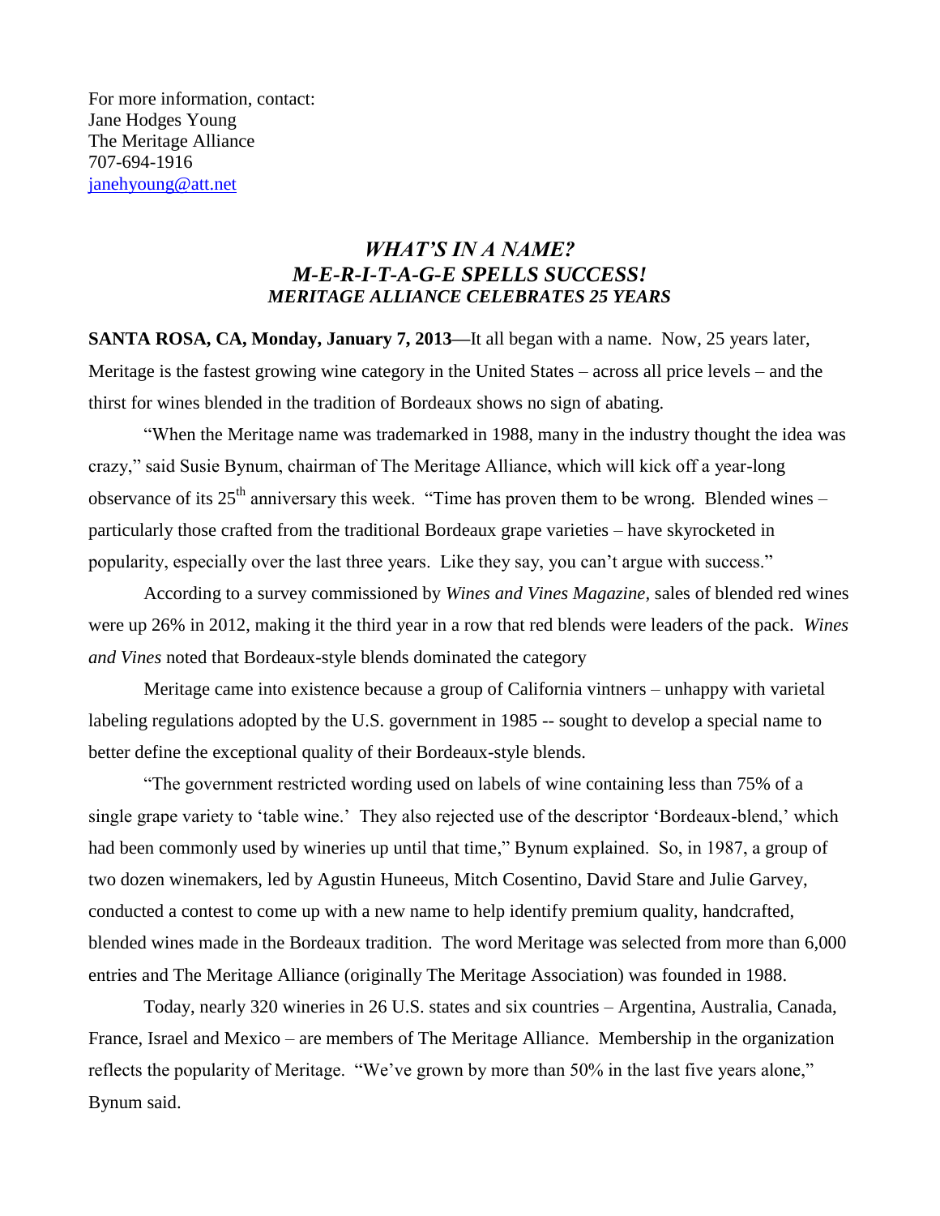For more information, contact:
Jane Hodges Young
The Meritage Alliance
707-694-1916
janehyoung@att.net

# *WHAT'S IN A NAME?*
# *M-E-R-I-T-A-G-E SPELLS SUCCESS!*
## *MERITAGE ALLIANCE CELEBRATES 25 YEARS*

**SANTA ROSA, CA, Monday, January 7, 2013—**It all began with a name. Now, 25 years later, Meritage is the fastest growing wine category in the United States – across all price levels – and the thirst for wines blended in the tradition of Bordeaux shows no sign of abating.

"When the Meritage name was trademarked in 1988, many in the industry thought the idea was crazy," said Susie Bynum, chairman of The Meritage Alliance, which will kick off a year-long observance of its 25th anniversary this week. "Time has proven them to be wrong. Blended wines – particularly those crafted from the traditional Bordeaux grape varieties – have skyrocketed in popularity, especially over the last three years. Like they say, you can't argue with success."

According to a survey commissioned by *Wines and Vines Magazine*, sales of blended red wines were up 26% in 2012, making it the third year in a row that red blends were leaders of the pack. *Wines and Vines* noted that Bordeaux-style blends dominated the category

Meritage came into existence because a group of California vintners – unhappy with varietal labeling regulations adopted by the U.S. government in 1985 -- sought to develop a special name to better define the exceptional quality of their Bordeaux-style blends.

"The government restricted wording used on labels of wine containing less than 75% of a single grape variety to 'table wine.' They also rejected use of the descriptor 'Bordeaux-blend,' which had been commonly used by wineries up until that time," Bynum explained. So, in 1987, a group of two dozen winemakers, led by Agustin Huneeus, Mitch Cosentino, David Stare and Julie Garvey, conducted a contest to come up with a new name to help identify premium quality, handcrafted, blended wines made in the Bordeaux tradition. The word Meritage was selected from more than 6,000 entries and The Meritage Alliance (originally The Meritage Association) was founded in 1988.

Today, nearly 320 wineries in 26 U.S. states and six countries – Argentina, Australia, Canada, France, Israel and Mexico – are members of The Meritage Alliance. Membership in the organization reflects the popularity of Meritage. "We've grown by more than 50% in the last five years alone," Bynum said.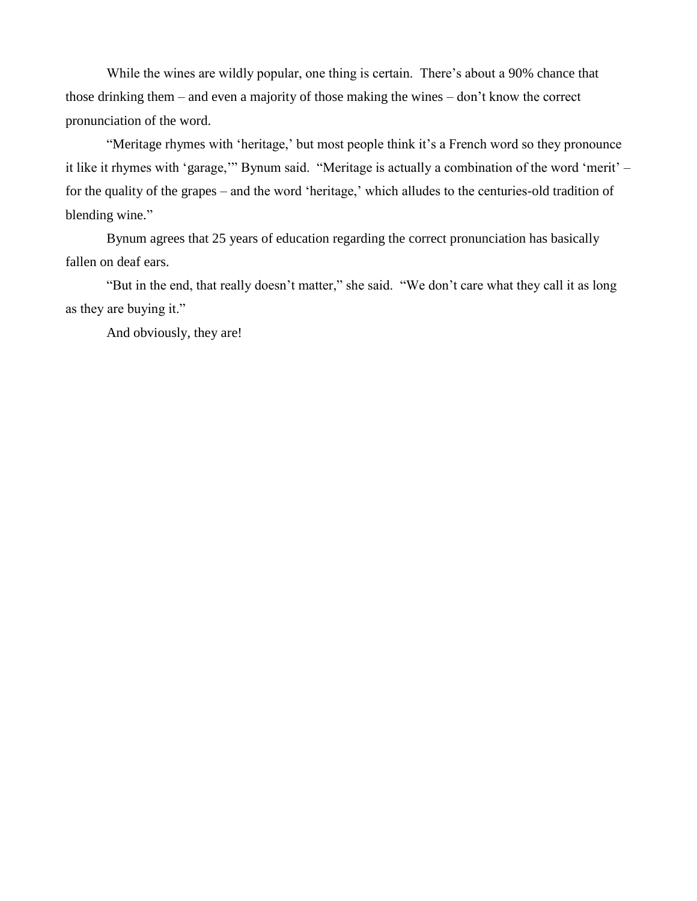While the wines are wildly popular, one thing is certain. There's about a 90% chance that those drinking them – and even a majority of those making the wines – don't know the correct pronunciation of the word.

"Meritage rhymes with 'heritage,' but most people think it's a French word so they pronounce it like it rhymes with 'garage,'" Bynum said. "Meritage is actually a combination of the word 'merit' – for the quality of the grapes – and the word 'heritage,' which alludes to the centuries-old tradition of blending wine."

Bynum agrees that 25 years of education regarding the correct pronunciation has basically fallen on deaf ears.

"But in the end, that really doesn't matter," she said. "We don't care what they call it as long as they are buying it."

And obviously, they are!